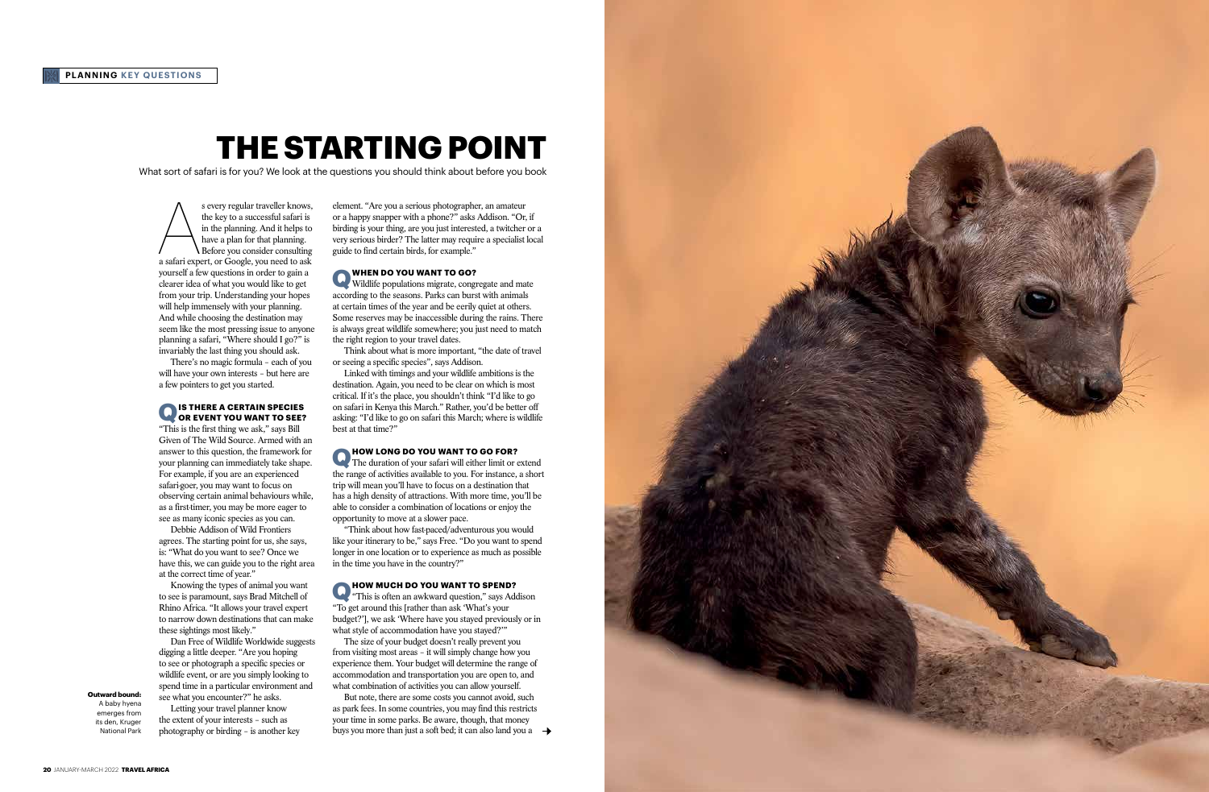# THE STARTING POINT

What sort of safari is for you? We look at the questions you should think about before you book

As every regular traveller knows, the key to a successful safari is in the planning. And it helps to have a plan for that planning. Before you consider consulting a safari expert, or Google, you need to ask yourself a few questions in order to gain a clearer idea of what you would like to get from your trip. Understanding your hopes will help immensely with your planning. And while choosing the destination may seem like the most pressing issue to anyone planning a safari, "Where should I go?" is invariably the last thing you should ask.

There's no magic formula – each of you will have your own interests – but here are a few pointers to get you started.

## Q IS THERE A CERTAIN SPECIES OR EVENT YOU WANT TO SEE?

"This is the first thing we ask," says Bill Given of The Wild Source. Armed with an answer to this question, the framework for your planning can immediately take shape. For example, if you are an experienced safari-goer, you may want to focus on observing certain animal behaviours while, as a first-timer, you may be more eager to see as many iconic species as you can.

Debbie Addison of Wild Frontiers agrees. The starting point for us, she says, is: "What do you want to see? Once we have this, we can guide you to the right area at the correct time of year."

Knowing the types of animal you want to see is paramount, says Brad Mitchell of Rhino Africa. "It allows your travel expert to narrow down destinations that can make these sightings most likely."

Dan Free of Wildlife Worldwide suggests digging a little deeper. "Are you hoping to see or photograph a specific species or wildlife event, or are you simply looking to spend time in a particular environment and see what you encounter?" he asks.

Letting your travel planner know the extent of your interests – such as photography or birding – is another key element. "Are you a serious photographer, an amateur or a happy snapper with a phone?" asks Addison. "Or, if birding is your thing, are you just interested, a twitcher or a very serious birder? The latter may require a specialist local guide to find certain birds, for example."

**Outward bound:** A baby hyena emerges from its den, Kruger National Park

## Q WHEN DO YOU WANT TO GO?

Wildlife populations migrate, congregate and mate according to the seasons. Parks can burst with animals at certain times of the year and be eerily quiet at others. Some reserves may be inaccessible during the rains. There is always great wildlife somewhere; you just need to match the right region to your travel dates.

Think about what is more important, "the date of travel or seeing a specific species", says Addison.

Linked with timings and your wildlife ambitions is the destination. Again, you need to be clear on which is most critical. If it's the place, you shouldn't think "I'd like to go on safari in Kenya this March." Rather, you'd be better off asking: "I'd like to go on safari this March; where is wildlife best at that time?"

## Q HOW LONG DO YOU WANT TO GO FOR?

The duration of your safari will either limit or extend the range of activities available to you. For instance, a short trip will mean you'll have to focus on a destination that has a high density of attractions. With more time, you'll be able to consider a combination of locations or enjoy the opportunity to move at a slower pace.

"Think about how fast-paced/adventurous you would like your itinerary to be," says Free. "Do you want to spend longer in one location or to experience as much as possible in the time you have in the country?"

## Q HOW MUCH DO YOU WANT TO SPEND?

"This is often an awkward question," says Addison "To get around this [rather than ask 'What's your budget?'], we ask 'Where have you stayed previously or in what style of accommodation have you stayed?'"

The size of your budget doesn't really prevent you from visiting most areas – it will simply change how you experience them. Your budget will determine the range of accommodation and transportation you are open to, and what combination of activities you can allow yourself.

But note, there are some costs you cannot avoid, such as park fees. In some countries, you may find this restricts your time in some parks. Be aware, though, that money buys you more than just a soft bed; it can also land you a →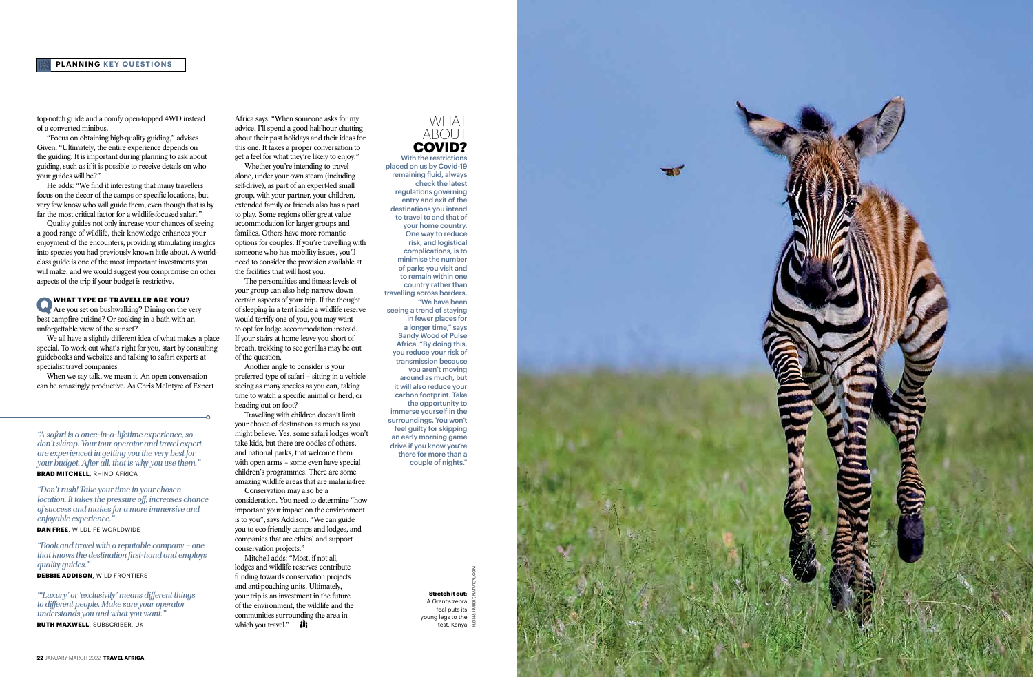top-notch guide and a comfy open-topped 4WD instead of a converted minibus.

"Focus on obtaining high-quality guiding," advises Given. "Ultimately, the entire experience depends on the guiding. It is important during planning to ask about guiding, such as if it is possible to receive details on who your guides will be?"

He adds: "We find it interesting that many travellers focus on the decor of the camps or specific locations, but very few know who will guide them, even though that is by far the most critical factor for a wildlife-focused safari."

Quality guides not only increase your chances of seeing a good range of wildlife, their knowledge enhances your enjoyment of the encounters, providing stimulating insights into species you had previously known little about. A world-class guide is one of the most important investments you will make, and we would suggest you compromise on other aspects of the trip if your budget is restrictive.

### Q WHAT TYPE OF TRAVELLER ARE YOU?

Are you set on bushwalking? Dining on the very best campfire cuisine? Or soaking in a bath with an unforgettable view of the sunset?

We all have a slightly different idea of what makes a place special. To work out what's right for you, start by consulting guidebooks and websites and talking to safari experts at specialist travel companies.

When we say talk, we mean it. An open conversation can be amazingly productive. As Chris McIntyre of Expert Africa says: "When someone asks for my advice, I'll spend a good half-hour chatting about their past holidays and their ideas for this one. It takes a proper conversation to get a feel for what they're likely to enjoy."

Whether you're intending to travel alone, under your own steam (including self-drive), as part of an expert-led small group, with your partner, your children, extended family or friends also has a part to play. Some regions offer great value accommodation for larger groups and families. Others have more romantic options for couples. If you're travelling with someone who has mobility issues, you'll need to consider the provision available at the facilities that will host you.

The personalities and fitness levels of your group can also help narrow down certain aspects of your trip. If the thought of sleeping in a tent inside a wildlife reserve would terrify one of you, you may want to opt for lodge accommodation instead. If your stairs at home leave you short of breath, trekking to see gorillas may be out of the question.

Another angle to consider is your preferred type of safari – sitting in a vehicle seeing as many species as you can, taking time to watch a specific animal or herd, or heading out on foot?

Travelling with children doesn't limit your choice of destination as much as you might believe. Yes, some safari lodges won't take kids, but there are oodles of others, and national parks, that welcome them with open arms – some even have special children's programmes. There are some amazing wildlife areas that are malaria-free.

Conservation may also be a consideration. You need to determine "how important your impact on the environment is to you", says Addison. "We can guide you to eco-friendly camps and lodges, and companies that are ethical and support conservation projects."

Mitchell adds: "Most, if not all, lodges and wildlife reserves contribute funding towards conservation projects and anti-poaching units. Ultimately, your trip is an investment in the future of the environment, the wildlife and the communities surrounding the area in which you travel."

*"A safari is a once-in-a-lifetime experience, so don't skimp. Your tour operator and travel expert are experienced in getting you the very best for your budget. After all, that is why you use them."*
**BRAD MITCHELL**, RHINO AFRICA

*"Don't rush! Take your time in your chosen location. It takes the pressure off, increases chance of success and makes for a more immersive and enjoyable experience."*
**DAN FREE**, WILDLIFE WORLDWIDE

*"Book and travel with a reputable company – one that knows the destination first-hand and employs quality guides."*
**DEBBIE ADDISON**, WILD FRONTIERS

*"'Luxury' or 'exclusivity' means different things to different people. Make sure your operator understands you and what you want."*
**RUTH MAXWELL**, SUBSCRIBER, UK

## WHAT ABOUT COVID?

**With the restrictions placed on us by Covid-19 remaining fluid, always check the latest regulations governing entry and exit of the destinations you intend to travel to and that of your home country. One way to reduce risk, and logistical complications, is to minimise the number of parks you visit and to remain within one country rather than travelling across borders. "We have been seeing a trend of staying in fewer places for a longer time," says Sandy Wood of Pulse Africa. "By doing this, you reduce your risk of transmission because you aren't moving around as much, but it will also reduce your carbon footprint. Take the opportunity to immerse yourself in the surroundings. You won't feel guilty for skipping an early morning game drive if you know you're there for more than a couple of nights."**

**Stretch it out:** A Grant's zebra foal puts its young legs to the test, Kenya

KLEIN & HUBERT/NATUREPL.COM